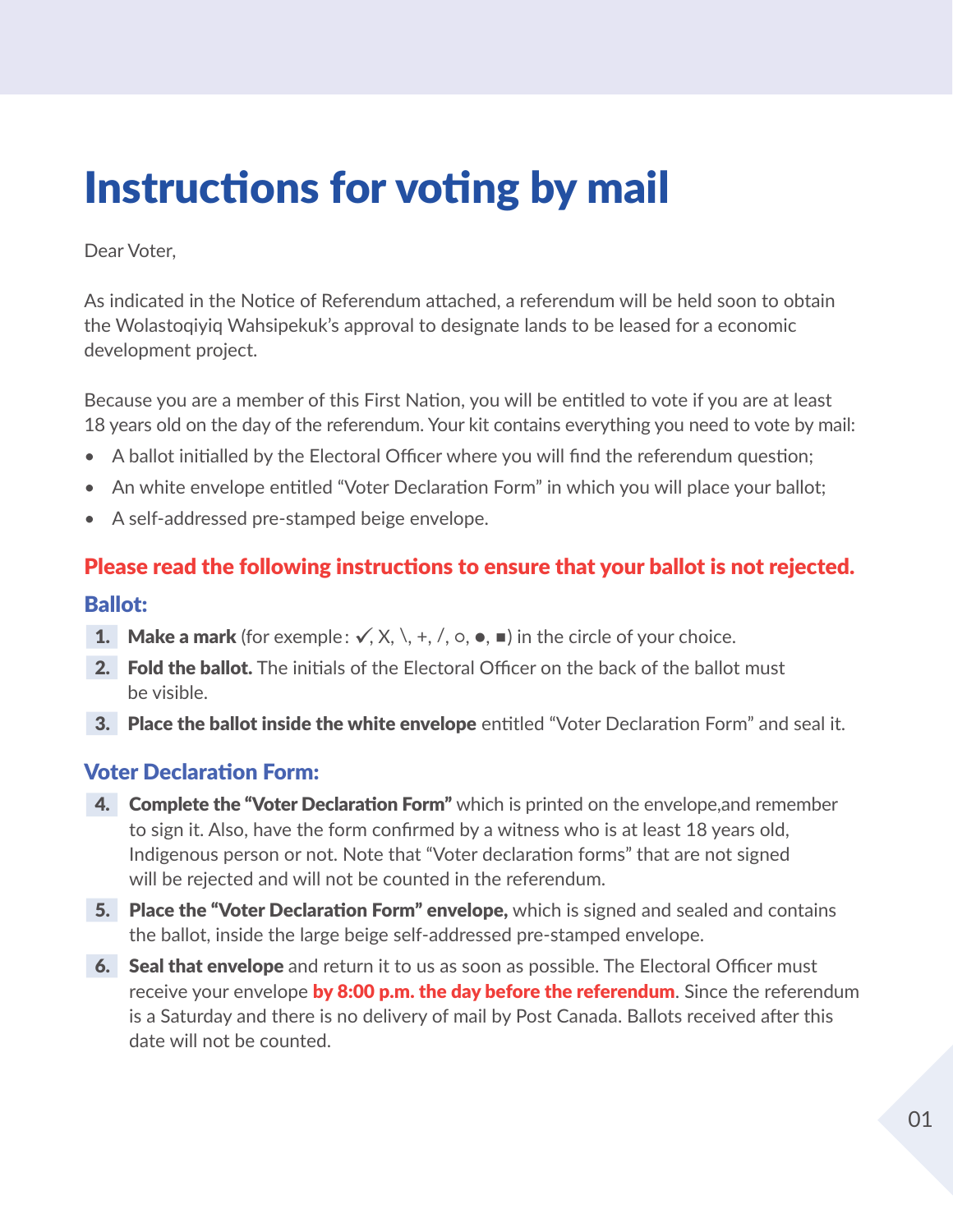# Instructions for voting by mail

Dear Voter,

As indicated in the Notice of Referendum attached, a referendum will be held soon to obtain the Wolastoqiyiq Wahsipekuk's approval to designate lands to be leased for a economic development project.

Because you are a member of this First Nation, you will be entitled to vote if you are at least 18 years old on the day of the referendum. Your kit contains everything you need to vote by mail:

- A ballot initialled by the Electoral Officer where you will find the referendum question;
- An white envelope entitled "Voter Declaration Form" in which you will place your ballot;
- A self-addressed pre-stamped beige envelope.

**Please read the following instructions to ensure that your ballot is not rejected.**

## Ballot:

1. **Make a mark** (for exemple : ✓, X, \, +, /, ○, ●, ■) in the circle of your choice.
2. **Fold the ballot.** The initials of the Electoral Officer on the back of the ballot must be visible.
3. **Place the ballot inside the white envelope** entitled "Voter Declaration Form" and seal it.

## Voter Declaration Form:

4. **Complete the "Voter Declaration Form"** which is printed on the envelope,and remember to sign it. Also, have the form confirmed by a witness who is at least 18 years old, Indigenous person or not. Note that "Voter declaration forms" that are not signed will be rejected and will not be counted in the referendum.
5. **Place the "Voter Declaration Form" envelope,** which is signed and sealed and contains the ballot, inside the large beige self-addressed pre-stamped envelope.
6. **Seal that envelope** and return it to us as soon as possible. The Electoral Officer must receive your envelope **by 8:00 p.m. the day before the referendum**. Since the referendum is a Saturday and there is no delivery of mail by Post Canada. Ballots received after this date will not be counted.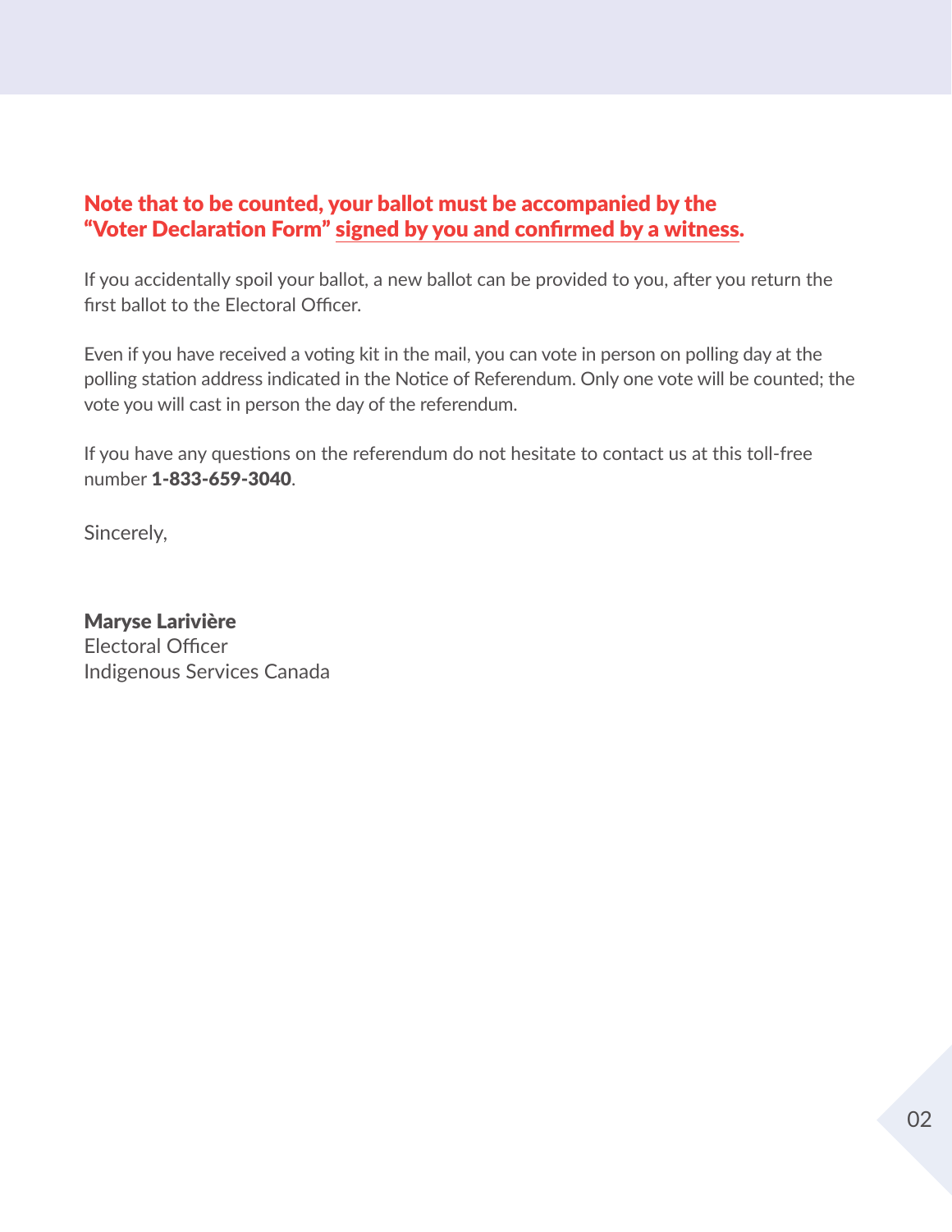**Note that to be counted, your ballot must be accompanied by the "Voter Declaration Form" signed by you and confirmed by a witness.**

If you accidentally spoil your ballot, a new ballot can be provided to you, after you return the first ballot to the Electoral Officer.

Even if you have received a voting kit in the mail, you can vote in person on polling day at the polling station address indicated in the Notice of Referendum. Only one vote will be counted; the vote you will cast in person the day of the referendum.

If you have any questions on the referendum do not hesitate to contact us at this toll-free number **1-833-659-3040**.

Sincerely,

**Maryse Larivière**
Electoral Officer
Indigenous Services Canada